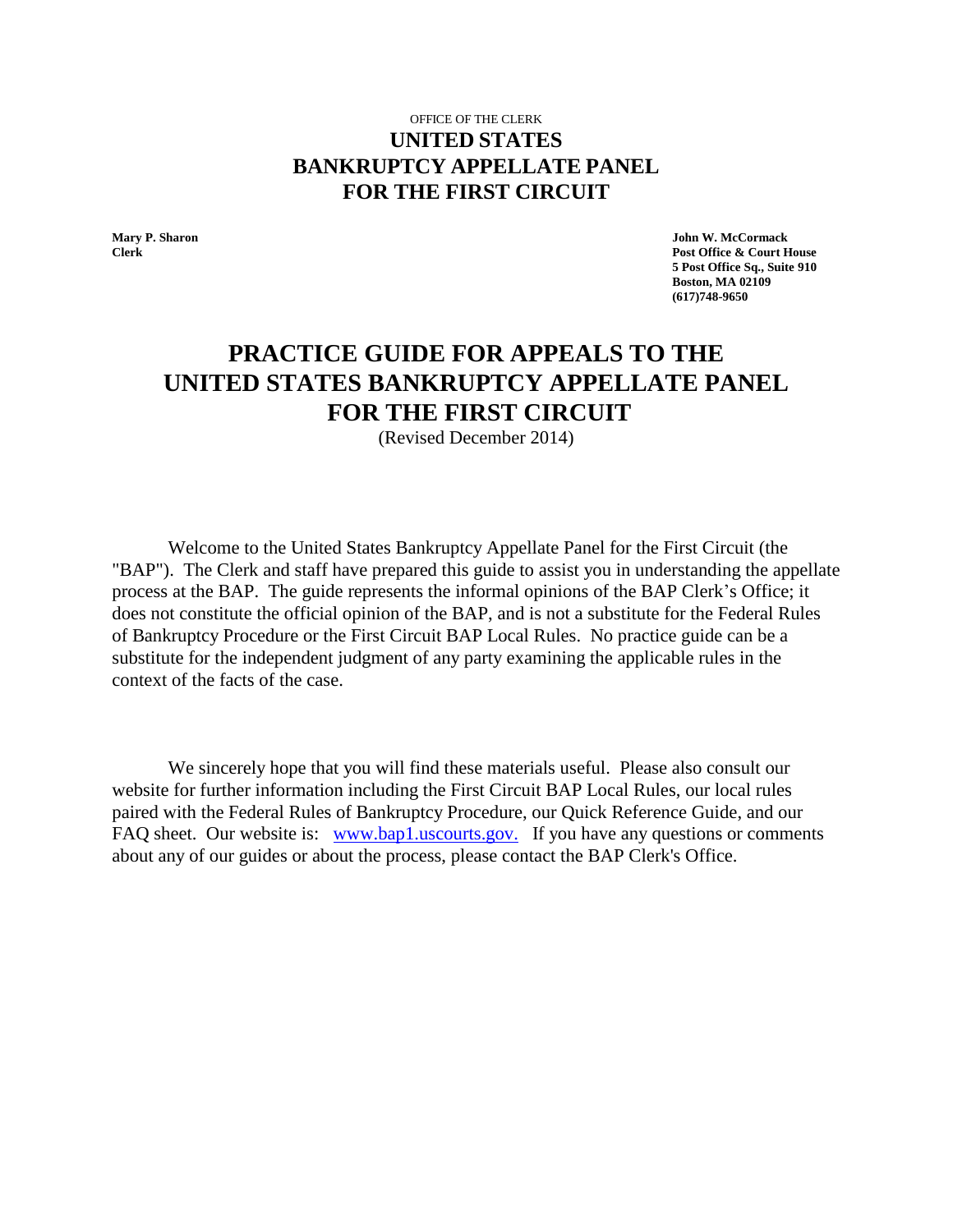OFFICE OF THE CLERK

**UNITED STATES**
**BANKRUPTCY APPELLATE PANEL**
**FOR THE FIRST CIRCUIT**

**Mary P. Sharon**
**Clerk**

**John W. McCormack**
**Post Office & Court House**
**5 Post Office Sq., Suite 910**
**Boston, MA 02109**
**(617)748-9650**

# PRACTICE GUIDE FOR APPEALS TO THE UNITED STATES BANKRUPTCY APPELLATE PANEL FOR THE FIRST CIRCUIT

(Revised December 2014)

Welcome to the United States Bankruptcy Appellate Panel for the First Circuit (the "BAP"). The Clerk and staff have prepared this guide to assist you in understanding the appellate process at the BAP. The guide represents the informal opinions of the BAP Clerk's Office; it does not constitute the official opinion of the BAP, and is not a substitute for the Federal Rules of Bankruptcy Procedure or the First Circuit BAP Local Rules. No practice guide can be a substitute for the independent judgment of any party examining the applicable rules in the context of the facts of the case.

We sincerely hope that you will find these materials useful. Please also consult our website for further information including the First Circuit BAP Local Rules, our local rules paired with the Federal Rules of Bankruptcy Procedure, our Quick Reference Guide, and our FAQ sheet. Our website is: www.bap1.uscourts.gov. If you have any questions or comments about any of our guides or about the process, please contact the BAP Clerk's Office.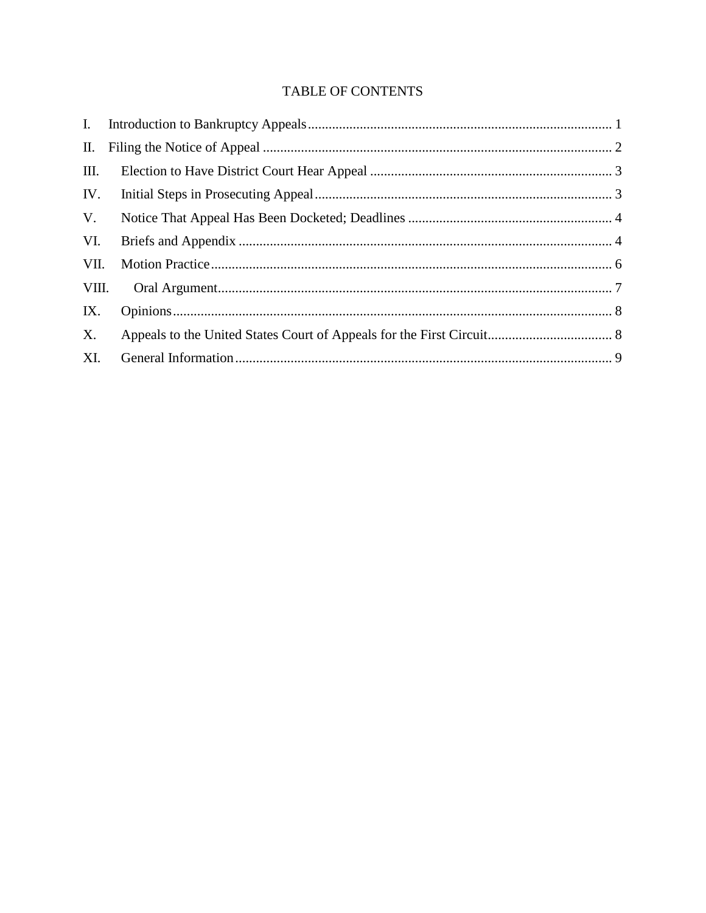# TABLE OF CONTENTS

I. Introduction to Bankruptcy Appeals ........ 1

II. Filing the Notice of Appeal ........ 2

III. Election to Have District Court Hear Appeal ........ 3

IV. Initial Steps in Prosecuting Appeal ........ 3

V. Notice That Appeal Has Been Docketed; Deadlines ........ 4

VI. Briefs and Appendix ........ 4

VII. Motion Practice ........ 6

VIII. Oral Argument ........ 7

IX. Opinions ........ 8

X. Appeals to the United States Court of Appeals for the First Circuit ........ 8

XI. General Information ........ 9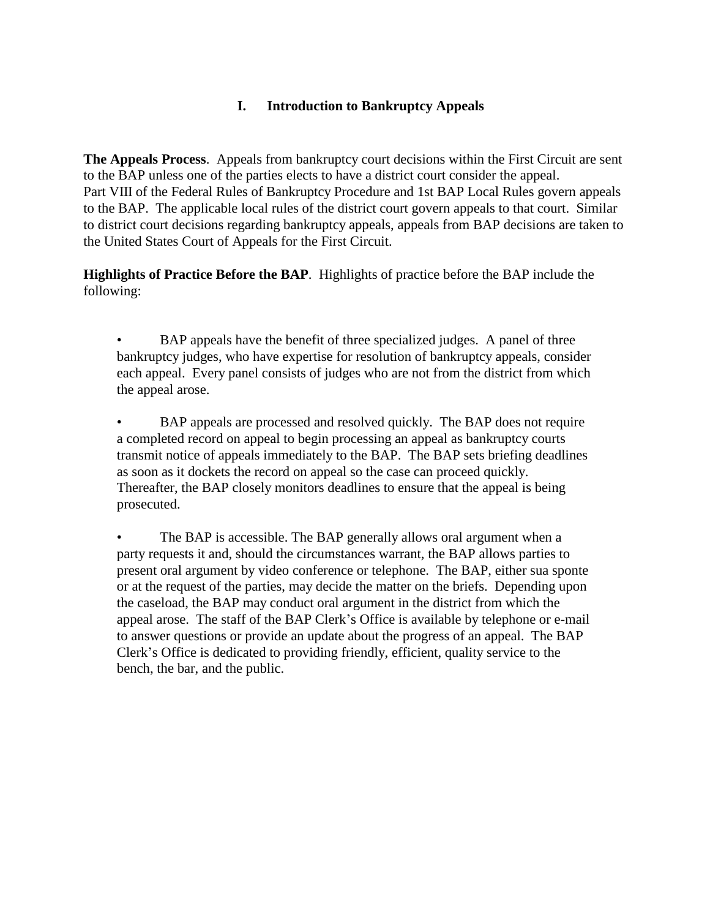# I. Introduction to Bankruptcy Appeals

**The Appeals Process**. Appeals from bankruptcy court decisions within the First Circuit are sent to the BAP unless one of the parties elects to have a district court consider the appeal. Part VIII of the Federal Rules of Bankruptcy Procedure and 1st BAP Local Rules govern appeals to the BAP. The applicable local rules of the district court govern appeals to that court. Similar to district court decisions regarding bankruptcy appeals, appeals from BAP decisions are taken to the United States Court of Appeals for the First Circuit.

**Highlights of Practice Before the BAP**. Highlights of practice before the BAP include the following:

- BAP appeals have the benefit of three specialized judges. A panel of three bankruptcy judges, who have expertise for resolution of bankruptcy appeals, consider each appeal. Every panel consists of judges who are not from the district from which the appeal arose.

- BAP appeals are processed and resolved quickly. The BAP does not require a completed record on appeal to begin processing an appeal as bankruptcy courts transmit notice of appeals immediately to the BAP. The BAP sets briefing deadlines as soon as it dockets the record on appeal so the case can proceed quickly. Thereafter, the BAP closely monitors deadlines to ensure that the appeal is being prosecuted.

- The BAP is accessible. The BAP generally allows oral argument when a party requests it and, should the circumstances warrant, the BAP allows parties to present oral argument by video conference or telephone. The BAP, either sua sponte or at the request of the parties, may decide the matter on the briefs. Depending upon the caseload, the BAP may conduct oral argument in the district from which the appeal arose. The staff of the BAP Clerk's Office is available by telephone or e-mail to answer questions or provide an update about the progress of an appeal. The BAP Clerk's Office is dedicated to providing friendly, efficient, quality service to the bench, the bar, and the public.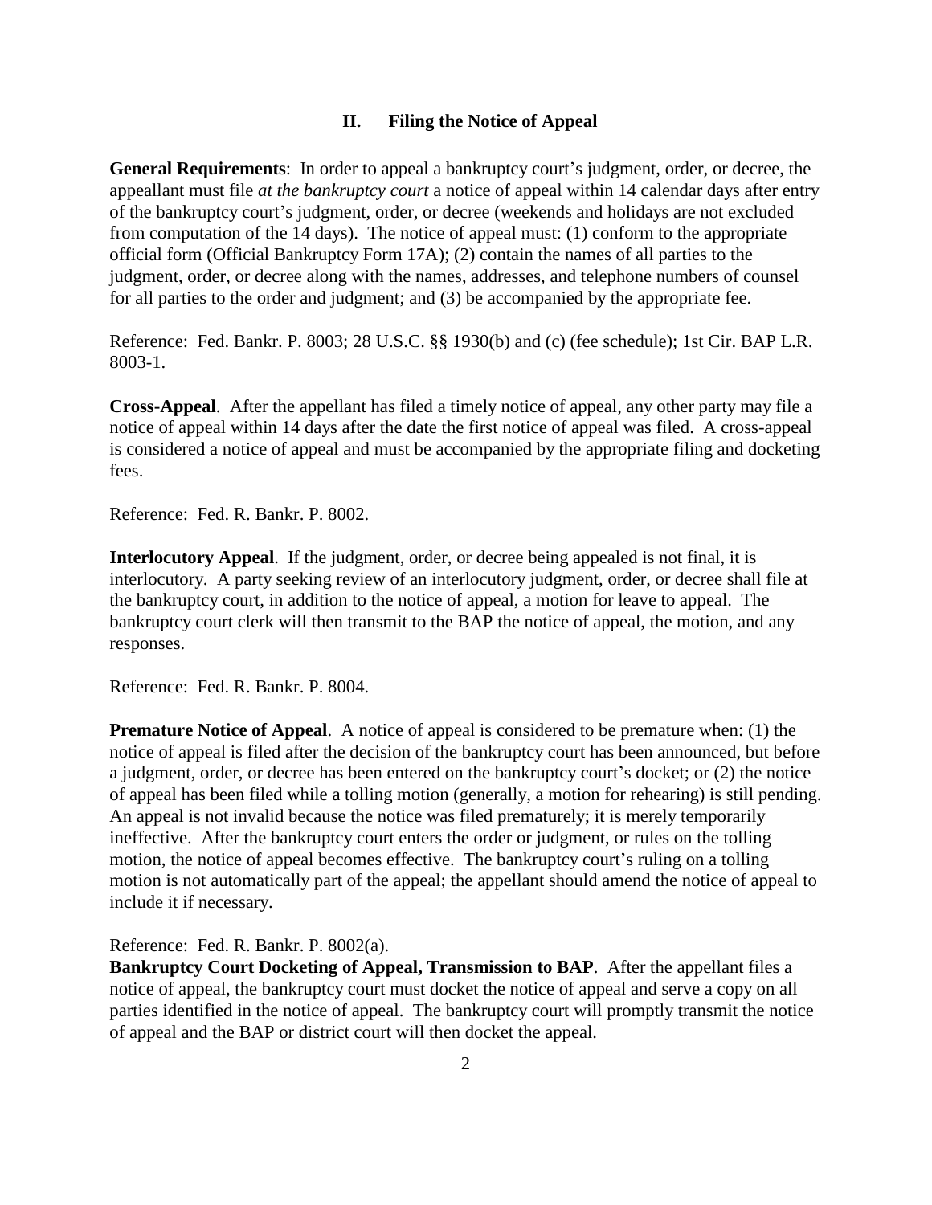## II. Filing the Notice of Appeal

**General Requirements**: In order to appeal a bankruptcy court's judgment, order, or decree, the appeallant must file *at the bankruptcy court* a notice of appeal within 14 calendar days after entry of the bankruptcy court's judgment, order, or decree (weekends and holidays are not excluded from computation of the 14 days). The notice of appeal must: (1) conform to the appropriate official form (Official Bankruptcy Form 17A); (2) contain the names of all parties to the judgment, order, or decree along with the names, addresses, and telephone numbers of counsel for all parties to the order and judgment; and (3) be accompanied by the appropriate fee.

Reference: Fed. Bankr. P. 8003; 28 U.S.C. §§ 1930(b) and (c) (fee schedule); 1st Cir. BAP L.R. 8003-1.

**Cross-Appeal**. After the appellant has filed a timely notice of appeal, any other party may file a notice of appeal within 14 days after the date the first notice of appeal was filed. A cross-appeal is considered a notice of appeal and must be accompanied by the appropriate filing and docketing fees.

Reference: Fed. R. Bankr. P. 8002.

**Interlocutory Appeal**. If the judgment, order, or decree being appealed is not final, it is interlocutory. A party seeking review of an interlocutory judgment, order, or decree shall file at the bankruptcy court, in addition to the notice of appeal, a motion for leave to appeal. The bankruptcy court clerk will then transmit to the BAP the notice of appeal, the motion, and any responses.

Reference: Fed. R. Bankr. P. 8004.

**Premature Notice of Appeal**. A notice of appeal is considered to be premature when: (1) the notice of appeal is filed after the decision of the bankruptcy court has been announced, but before a judgment, order, or decree has been entered on the bankruptcy court's docket; or (2) the notice of appeal has been filed while a tolling motion (generally, a motion for rehearing) is still pending. An appeal is not invalid because the notice was filed prematurely; it is merely temporarily ineffective. After the bankruptcy court enters the order or judgment, or rules on the tolling motion, the notice of appeal becomes effective. The bankruptcy court's ruling on a tolling motion is not automatically part of the appeal; the appellant should amend the notice of appeal to include it if necessary.

Reference: Fed. R. Bankr. P. 8002(a).

**Bankruptcy Court Docketing of Appeal, Transmission to BAP**. After the appellant files a notice of appeal, the bankruptcy court must docket the notice of appeal and serve a copy on all parties identified in the notice of appeal. The bankruptcy court will promptly transmit the notice of appeal and the BAP or district court will then docket the appeal.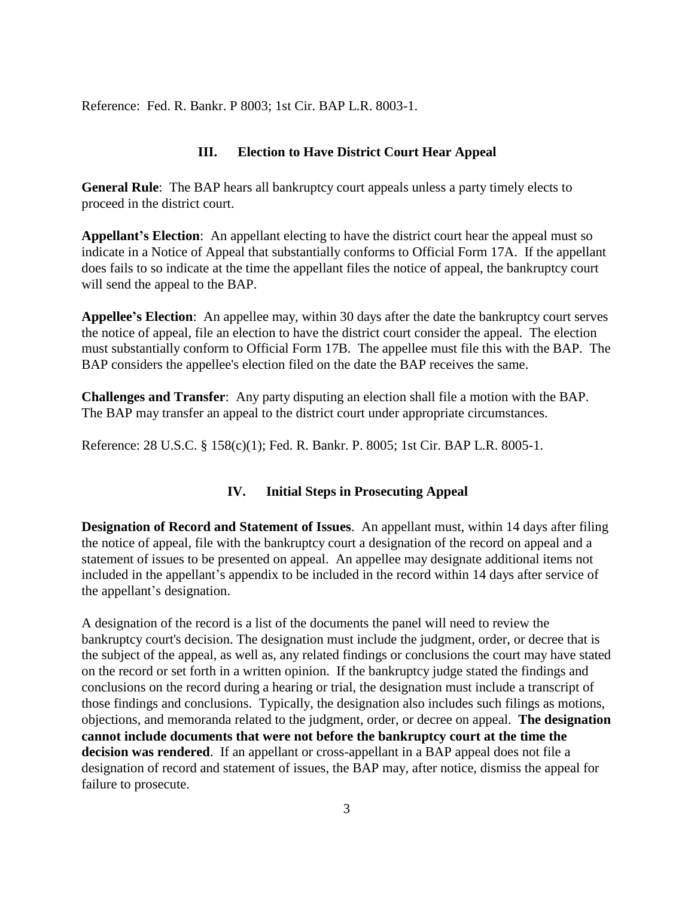Reference: Fed. R. Bankr. P 8003; 1st Cir. BAP L.R. 8003-1.

## III. Election to Have District Court Hear Appeal

**General Rule**: The BAP hears all bankruptcy court appeals unless a party timely elects to proceed in the district court.

**Appellant's Election**: An appellant electing to have the district court hear the appeal must so indicate in a Notice of Appeal that substantially conforms to Official Form 17A. If the appellant does fails to so indicate at the time the appellant files the notice of appeal, the bankruptcy court will send the appeal to the BAP.

**Appellee's Election**: An appellee may, within 30 days after the date the bankruptcy court serves the notice of appeal, file an election to have the district court consider the appeal. The election must substantially conform to Official Form 17B. The appellee must file this with the BAP. The BAP considers the appellee's election filed on the date the BAP receives the same.

**Challenges and Transfer**: Any party disputing an election shall file a motion with the BAP. The BAP may transfer an appeal to the district court under appropriate circumstances.

Reference: 28 U.S.C. § 158(c)(1); Fed. R. Bankr. P. 8005; 1st Cir. BAP L.R. 8005-1.

## IV. Initial Steps in Prosecuting Appeal

**Designation of Record and Statement of Issues**. An appellant must, within 14 days after filing the notice of appeal, file with the bankruptcy court a designation of the record on appeal and a statement of issues to be presented on appeal. An appellee may designate additional items not included in the appellant's appendix to be included in the record within 14 days after service of the appellant's designation.

A designation of the record is a list of the documents the panel will need to review the bankruptcy court's decision. The designation must include the judgment, order, or decree that is the subject of the appeal, as well as, any related findings or conclusions the court may have stated on the record or set forth in a written opinion. If the bankruptcy judge stated the findings and conclusions on the record during a hearing or trial, the designation must include a transcript of those findings and conclusions. Typically, the designation also includes such filings as motions, objections, and memoranda related to the judgment, order, or decree on appeal. **The designation cannot include documents that were not before the bankruptcy court at the time the decision was rendered**. If an appellant or cross-appellant in a BAP appeal does not file a designation of record and statement of issues, the BAP may, after notice, dismiss the appeal for failure to prosecute.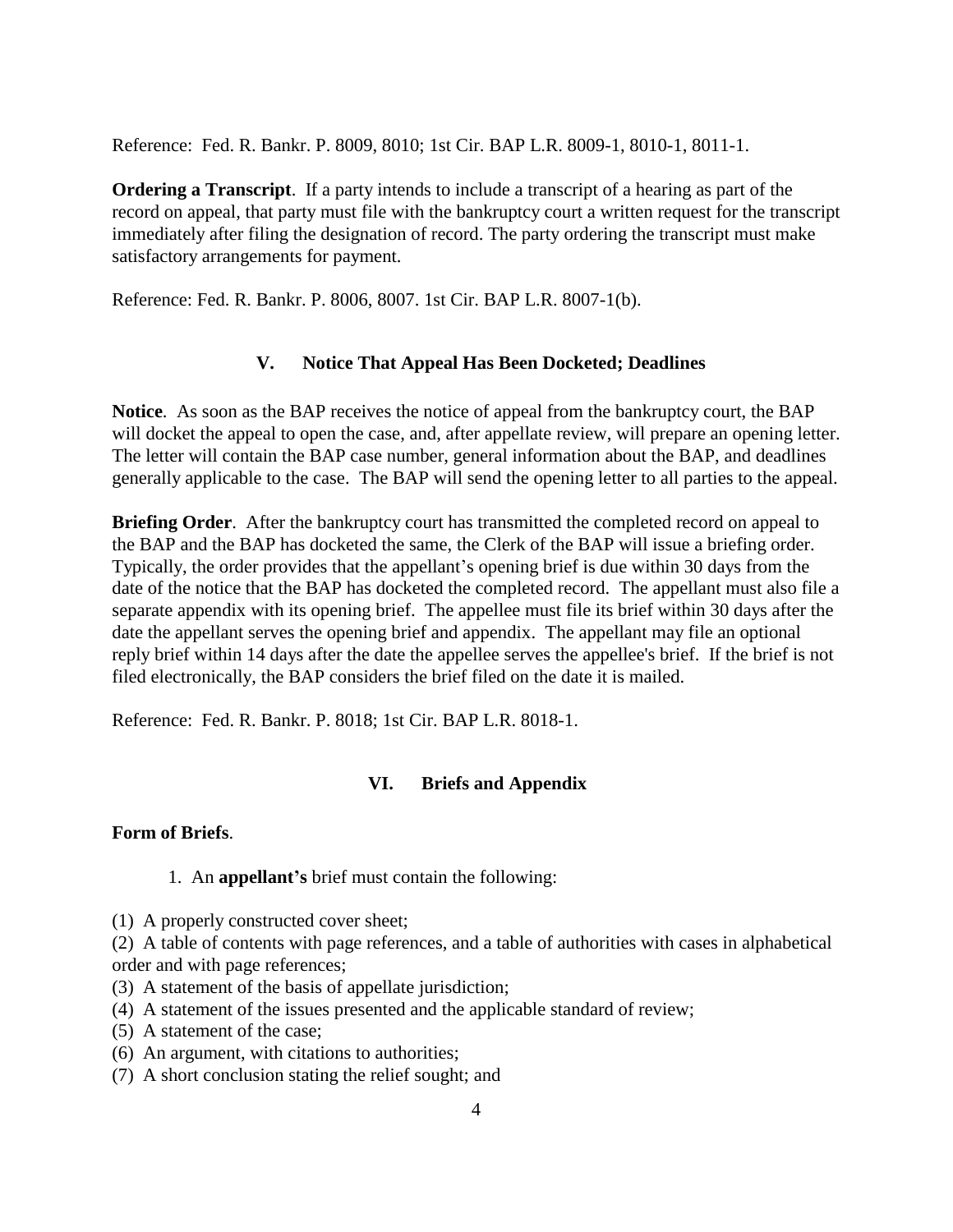Reference: Fed. R. Bankr. P. 8009, 8010; 1st Cir. BAP L.R. 8009-1, 8010-1, 8011-1.

**Ordering a Transcript**. If a party intends to include a transcript of a hearing as part of the record on appeal, that party must file with the bankruptcy court a written request for the transcript immediately after filing the designation of record. The party ordering the transcript must make satisfactory arrangements for payment.

Reference: Fed. R. Bankr. P. 8006, 8007. 1st Cir. BAP L.R. 8007-1(b).

## V. Notice That Appeal Has Been Docketed; Deadlines

**Notice**. As soon as the BAP receives the notice of appeal from the bankruptcy court, the BAP will docket the appeal to open the case, and, after appellate review, will prepare an opening letter. The letter will contain the BAP case number, general information about the BAP, and deadlines generally applicable to the case. The BAP will send the opening letter to all parties to the appeal.

**Briefing Order**. After the bankruptcy court has transmitted the completed record on appeal to the BAP and the BAP has docketed the same, the Clerk of the BAP will issue a briefing order. Typically, the order provides that the appellant's opening brief is due within 30 days from the date of the notice that the BAP has docketed the completed record. The appellant must also file a separate appendix with its opening brief. The appellee must file its brief within 30 days after the date the appellant serves the opening brief and appendix. The appellant may file an optional reply brief within 14 days after the date the appellee serves the appellee's brief. If the brief is not filed electronically, the BAP considers the brief filed on the date it is mailed.

Reference: Fed. R. Bankr. P. 8018; 1st Cir. BAP L.R. 8018-1.

## VI. Briefs and Appendix

**Form of Briefs**.

1. An **appellant's** brief must contain the following:

(1) A properly constructed cover sheet;
(2) A table of contents with page references, and a table of authorities with cases in alphabetical order and with page references;
(3) A statement of the basis of appellate jurisdiction;
(4) A statement of the issues presented and the applicable standard of review;
(5) A statement of the case;
(6) An argument, with citations to authorities;
(7) A short conclusion stating the relief sought; and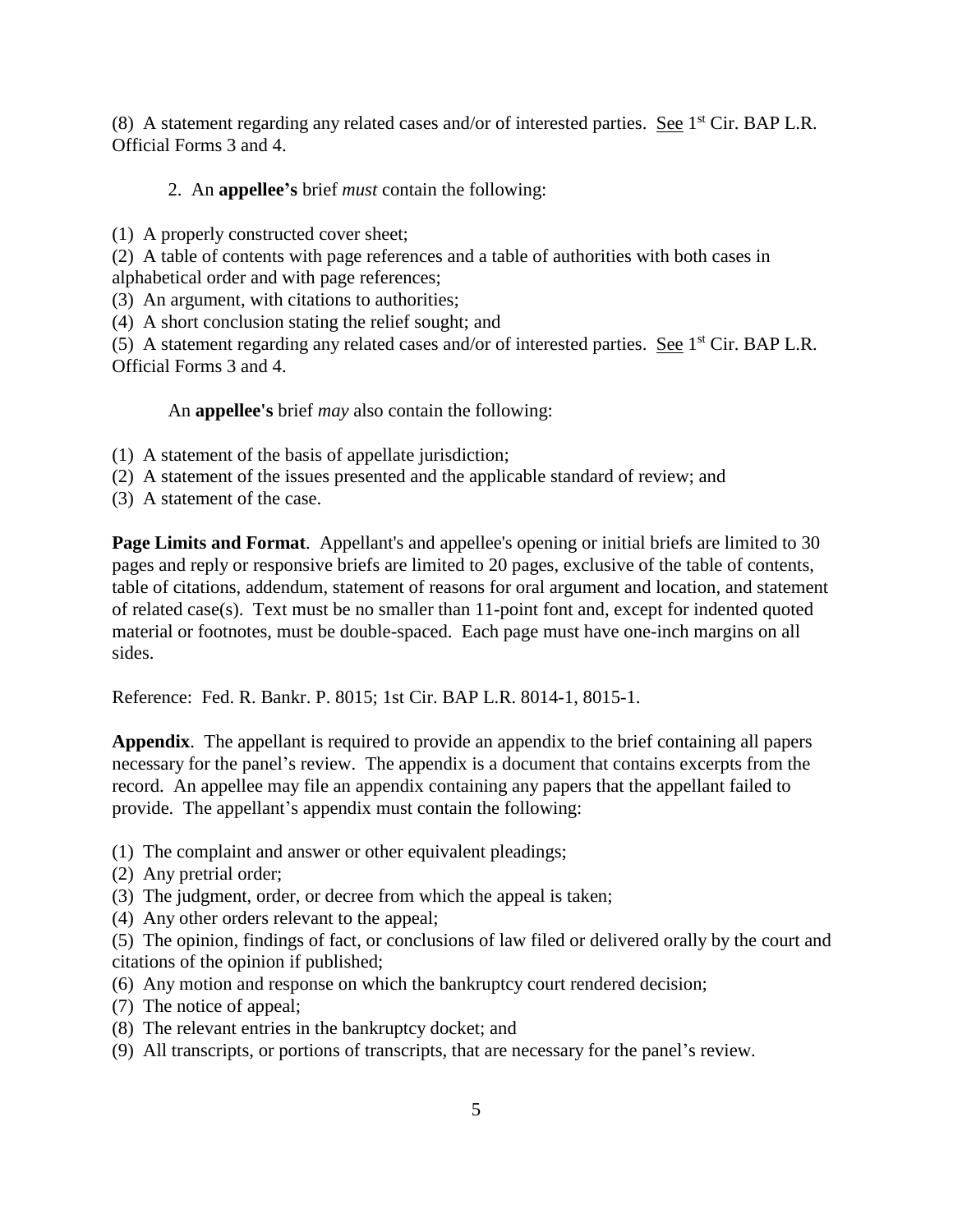(8) A statement regarding any related cases and/or of interested parties. See 1st Cir. BAP L.R. Official Forms 3 and 4.

2. An **appellee's** brief *must* contain the following:

(1) A properly constructed cover sheet;
(2) A table of contents with page references and a table of authorities with both cases in alphabetical order and with page references;
(3) An argument, with citations to authorities;
(4) A short conclusion stating the relief sought; and
(5) A statement regarding any related cases and/or of interested parties. See 1st Cir. BAP L.R. Official Forms 3 and 4.

An **appellee's** brief *may* also contain the following:

(1) A statement of the basis of appellate jurisdiction;
(2) A statement of the issues presented and the applicable standard of review; and
(3) A statement of the case.

**Page Limits and Format**. Appellant's and appellee's opening or initial briefs are limited to 30 pages and reply or responsive briefs are limited to 20 pages, exclusive of the table of contents, table of citations, addendum, statement of reasons for oral argument and location, and statement of related case(s). Text must be no smaller than 11-point font and, except for indented quoted material or footnotes, must be double-spaced. Each page must have one-inch margins on all sides.

Reference: Fed. R. Bankr. P. 8015; 1st Cir. BAP L.R. 8014-1, 8015-1.

**Appendix**. The appellant is required to provide an appendix to the brief containing all papers necessary for the panel's review. The appendix is a document that contains excerpts from the record. An appellee may file an appendix containing any papers that the appellant failed to provide. The appellant's appendix must contain the following:

(1) The complaint and answer or other equivalent pleadings;
(2) Any pretrial order;
(3) The judgment, order, or decree from which the appeal is taken;
(4) Any other orders relevant to the appeal;
(5) The opinion, findings of fact, or conclusions of law filed or delivered orally by the court and citations of the opinion if published;
(6) Any motion and response on which the bankruptcy court rendered decision;
(7) The notice of appeal;
(8) The relevant entries in the bankruptcy docket; and
(9) All transcripts, or portions of transcripts, that are necessary for the panel's review.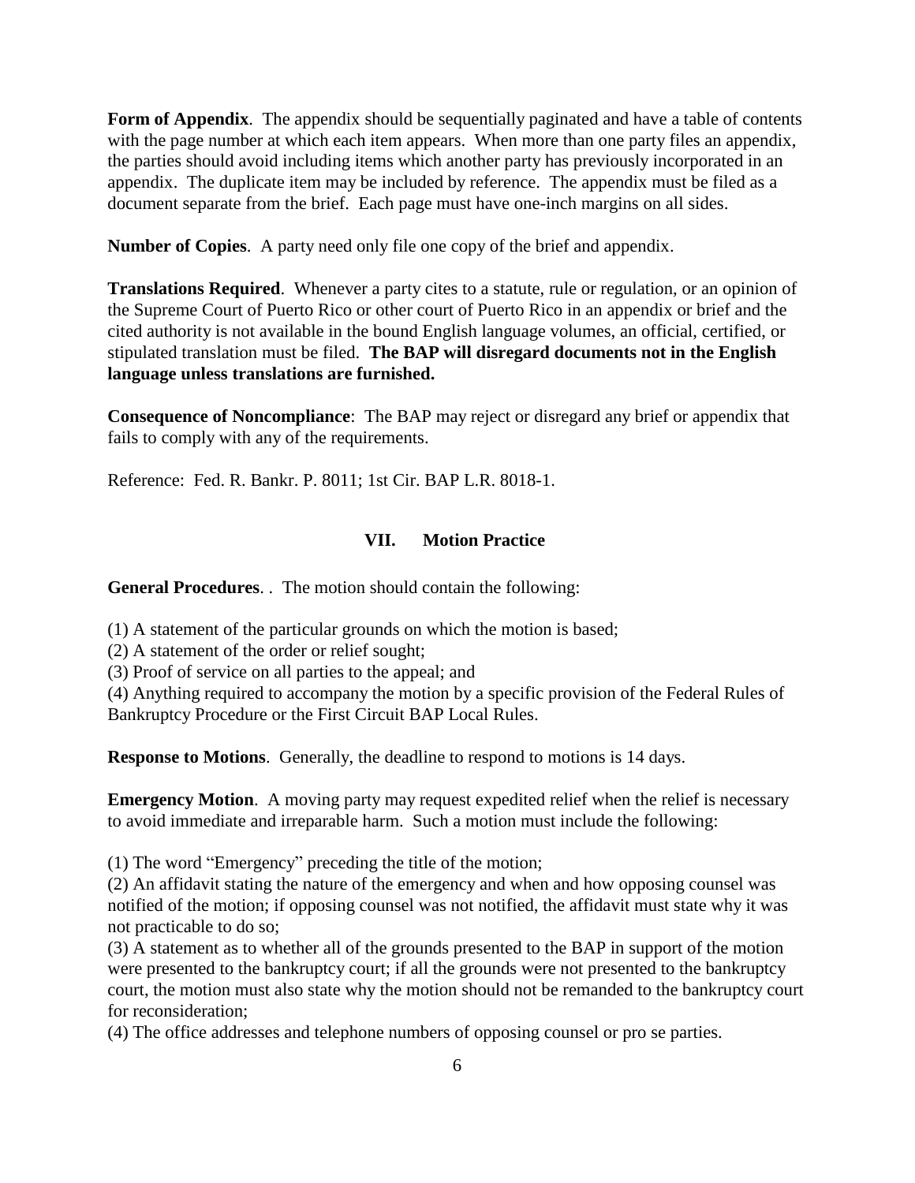**Form of Appendix**. The appendix should be sequentially paginated and have a table of contents with the page number at which each item appears. When more than one party files an appendix, the parties should avoid including items which another party has previously incorporated in an appendix. The duplicate item may be included by reference. The appendix must be filed as a document separate from the brief. Each page must have one-inch margins on all sides.

**Number of Copies**. A party need only file one copy of the brief and appendix.

**Translations Required**. Whenever a party cites to a statute, rule or regulation, or an opinion of the Supreme Court of Puerto Rico or other court of Puerto Rico in an appendix or brief and the cited authority is not available in the bound English language volumes, an official, certified, or stipulated translation must be filed. **The BAP will disregard documents not in the English language unless translations are furnished.**

**Consequence of Noncompliance**: The BAP may reject or disregard any brief or appendix that fails to comply with any of the requirements.

Reference: Fed. R. Bankr. P. 8011; 1st Cir. BAP L.R. 8018-1.

## VII. Motion Practice

**General Procedures**. . The motion should contain the following:

(1) A statement of the particular grounds on which the motion is based;
(2) A statement of the order or relief sought;
(3) Proof of service on all parties to the appeal; and
(4) Anything required to accompany the motion by a specific provision of the Federal Rules of Bankruptcy Procedure or the First Circuit BAP Local Rules.

**Response to Motions**. Generally, the deadline to respond to motions is 14 days.

**Emergency Motion**. A moving party may request expedited relief when the relief is necessary to avoid immediate and irreparable harm. Such a motion must include the following:

(1) The word "Emergency" preceding the title of the motion;
(2) An affidavit stating the nature of the emergency and when and how opposing counsel was notified of the motion; if opposing counsel was not notified, the affidavit must state why it was not practicable to do so;
(3) A statement as to whether all of the grounds presented to the BAP in support of the motion were presented to the bankruptcy court; if all the grounds were not presented to the bankruptcy court, the motion must also state why the motion should not be remanded to the bankruptcy court for reconsideration;
(4) The office addresses and telephone numbers of opposing counsel or pro se parties.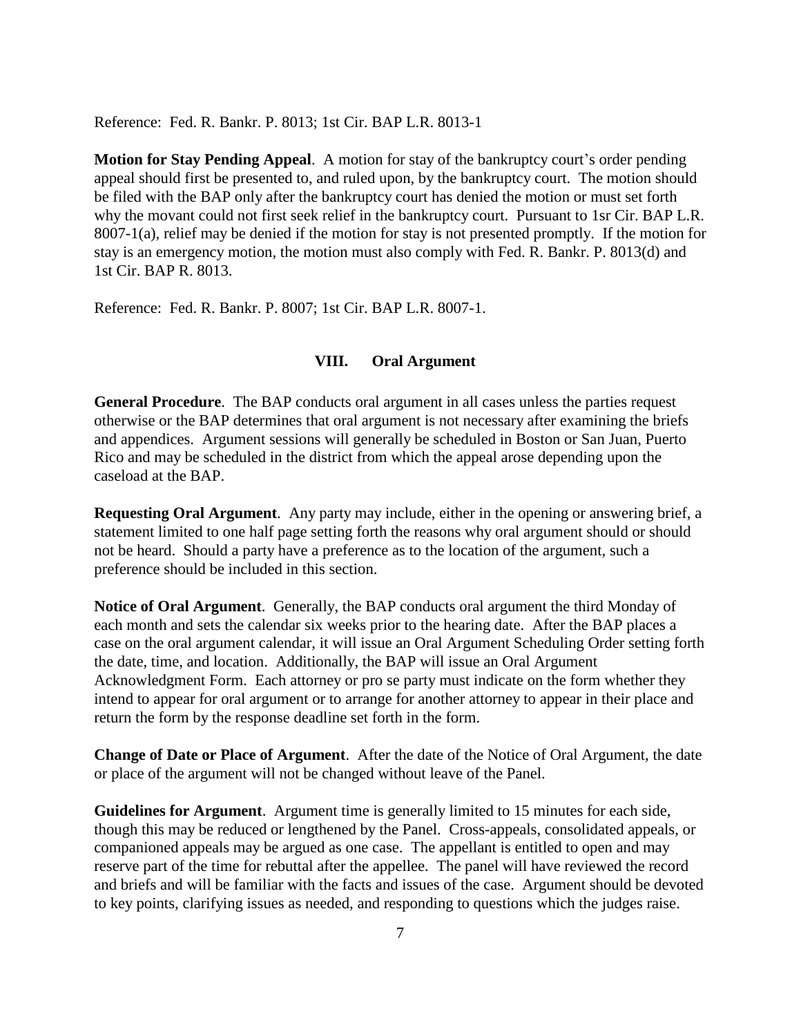Reference: Fed. R. Bankr. P. 8013; 1st Cir. BAP L.R. 8013-1

**Motion for Stay Pending Appeal**. A motion for stay of the bankruptcy court's order pending appeal should first be presented to, and ruled upon, by the bankruptcy court. The motion should be filed with the BAP only after the bankruptcy court has denied the motion or must set forth why the movant could not first seek relief in the bankruptcy court. Pursuant to 1sr Cir. BAP L.R. 8007-1(a), relief may be denied if the motion for stay is not presented promptly. If the motion for stay is an emergency motion, the motion must also comply with Fed. R. Bankr. P. 8013(d) and 1st Cir. BAP R. 8013.

Reference: Fed. R. Bankr. P. 8007; 1st Cir. BAP L.R. 8007-1.

## VIII. Oral Argument

**General Procedure**. The BAP conducts oral argument in all cases unless the parties request otherwise or the BAP determines that oral argument is not necessary after examining the briefs and appendices. Argument sessions will generally be scheduled in Boston or San Juan, Puerto Rico and may be scheduled in the district from which the appeal arose depending upon the caseload at the BAP.

**Requesting Oral Argument**. Any party may include, either in the opening or answering brief, a statement limited to one half page setting forth the reasons why oral argument should or should not be heard. Should a party have a preference as to the location of the argument, such a preference should be included in this section.

**Notice of Oral Argument**. Generally, the BAP conducts oral argument the third Monday of each month and sets the calendar six weeks prior to the hearing date. After the BAP places a case on the oral argument calendar, it will issue an Oral Argument Scheduling Order setting forth the date, time, and location. Additionally, the BAP will issue an Oral Argument Acknowledgment Form. Each attorney or pro se party must indicate on the form whether they intend to appear for oral argument or to arrange for another attorney to appear in their place and return the form by the response deadline set forth in the form.

**Change of Date or Place of Argument**. After the date of the Notice of Oral Argument, the date or place of the argument will not be changed without leave of the Panel.

**Guidelines for Argument**. Argument time is generally limited to 15 minutes for each side, though this may be reduced or lengthened by the Panel. Cross-appeals, consolidated appeals, or companioned appeals may be argued as one case. The appellant is entitled to open and may reserve part of the time for rebuttal after the appellee. The panel will have reviewed the record and briefs and will be familiar with the facts and issues of the case. Argument should be devoted to key points, clarifying issues as needed, and responding to questions which the judges raise.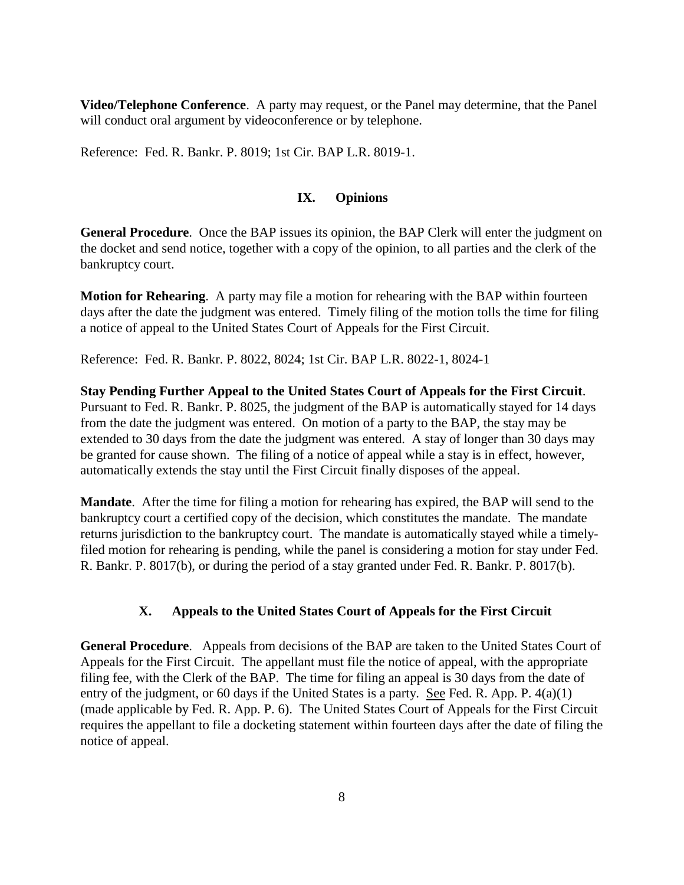**Video/Telephone Conference**. A party may request, or the Panel may determine, that the Panel will conduct oral argument by videoconference or by telephone.

Reference: Fed. R. Bankr. P. 8019; 1st Cir. BAP L.R. 8019-1.

## IX. Opinions

**General Procedure**. Once the BAP issues its opinion, the BAP Clerk will enter the judgment on the docket and send notice, together with a copy of the opinion, to all parties and the clerk of the bankruptcy court.

**Motion for Rehearing**. A party may file a motion for rehearing with the BAP within fourteen days after the date the judgment was entered. Timely filing of the motion tolls the time for filing a notice of appeal to the United States Court of Appeals for the First Circuit.

Reference: Fed. R. Bankr. P. 8022, 8024; 1st Cir. BAP L.R. 8022-1, 8024-1

**Stay Pending Further Appeal to the United States Court of Appeals for the First Circuit**. Pursuant to Fed. R. Bankr. P. 8025, the judgment of the BAP is automatically stayed for 14 days from the date the judgment was entered. On motion of a party to the BAP, the stay may be extended to 30 days from the date the judgment was entered. A stay of longer than 30 days may be granted for cause shown. The filing of a notice of appeal while a stay is in effect, however, automatically extends the stay until the First Circuit finally disposes of the appeal.

**Mandate**. After the time for filing a motion for rehearing has expired, the BAP will send to the bankruptcy court a certified copy of the decision, which constitutes the mandate. The mandate returns jurisdiction to the bankruptcy court. The mandate is automatically stayed while a timely-filed motion for rehearing is pending, while the panel is considering a motion for stay under Fed. R. Bankr. P. 8017(b), or during the period of a stay granted under Fed. R. Bankr. P. 8017(b).

## X. Appeals to the United States Court of Appeals for the First Circuit

**General Procedure**. Appeals from decisions of the BAP are taken to the United States Court of Appeals for the First Circuit. The appellant must file the notice of appeal, with the appropriate filing fee, with the Clerk of the BAP. The time for filing an appeal is 30 days from the date of entry of the judgment, or 60 days if the United States is a party. See Fed. R. App. P. 4(a)(1) (made applicable by Fed. R. App. P. 6). The United States Court of Appeals for the First Circuit requires the appellant to file a docketing statement within fourteen days after the date of filing the notice of appeal.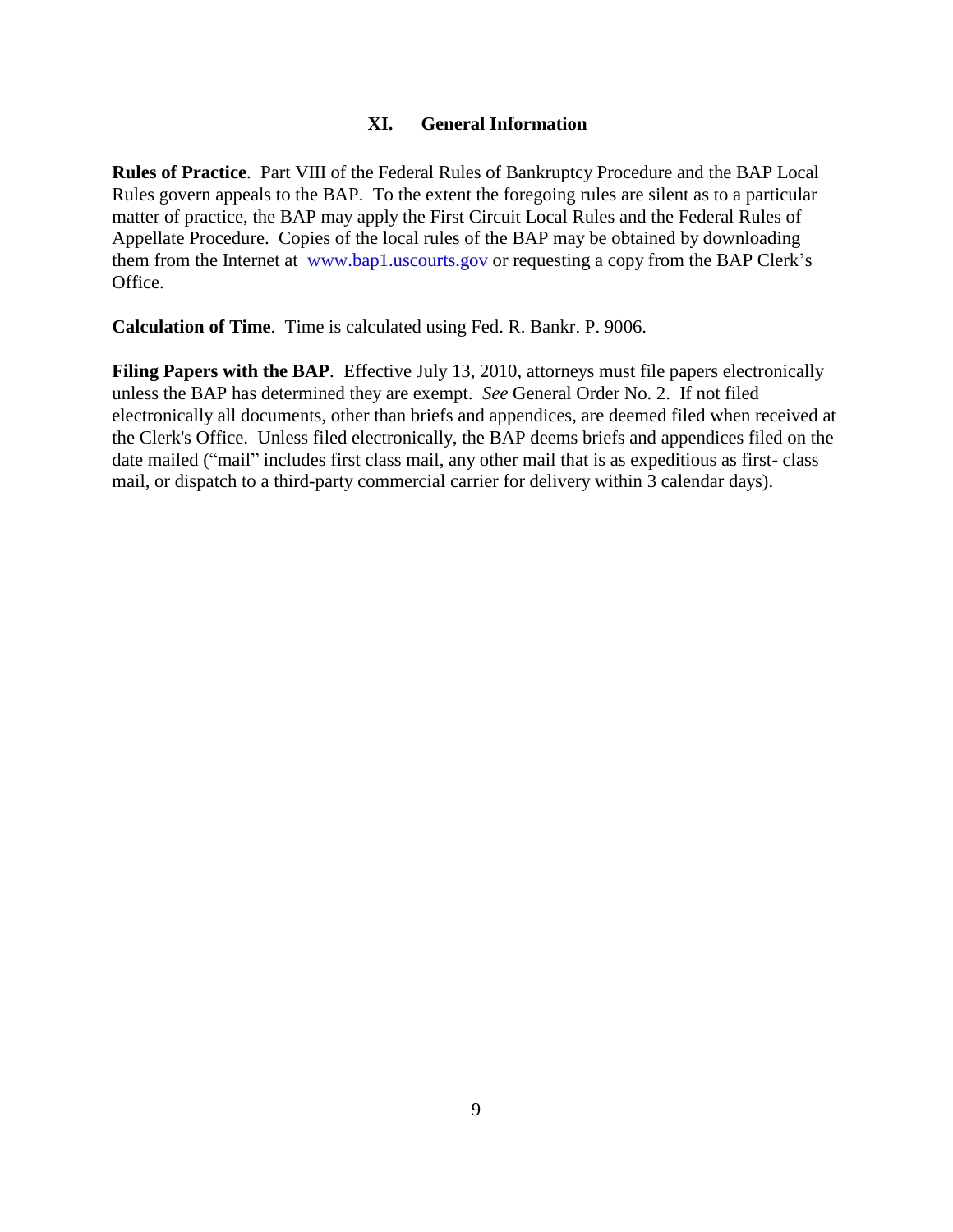## XI. General Information

**Rules of Practice**. Part VIII of the Federal Rules of Bankruptcy Procedure and the BAP Local Rules govern appeals to the BAP. To the extent the foregoing rules are silent as to a particular matter of practice, the BAP may apply the First Circuit Local Rules and the Federal Rules of Appellate Procedure. Copies of the local rules of the BAP may be obtained by downloading them from the Internet at [www.bap1.uscourts.gov](http://www.bap1.uscourts.gov) or requesting a copy from the BAP Clerk's Office.

**Calculation of Time**. Time is calculated using Fed. R. Bankr. P. 9006.

**Filing Papers with the BAP**. Effective July 13, 2010, attorneys must file papers electronically unless the BAP has determined they are exempt. *See* General Order No. 2. If not filed electronically all documents, other than briefs and appendices, are deemed filed when received at the Clerk's Office. Unless filed electronically, the BAP deems briefs and appendices filed on the date mailed ("mail" includes first class mail, any other mail that is as expeditious as first- class mail, or dispatch to a third-party commercial carrier for delivery within 3 calendar days).